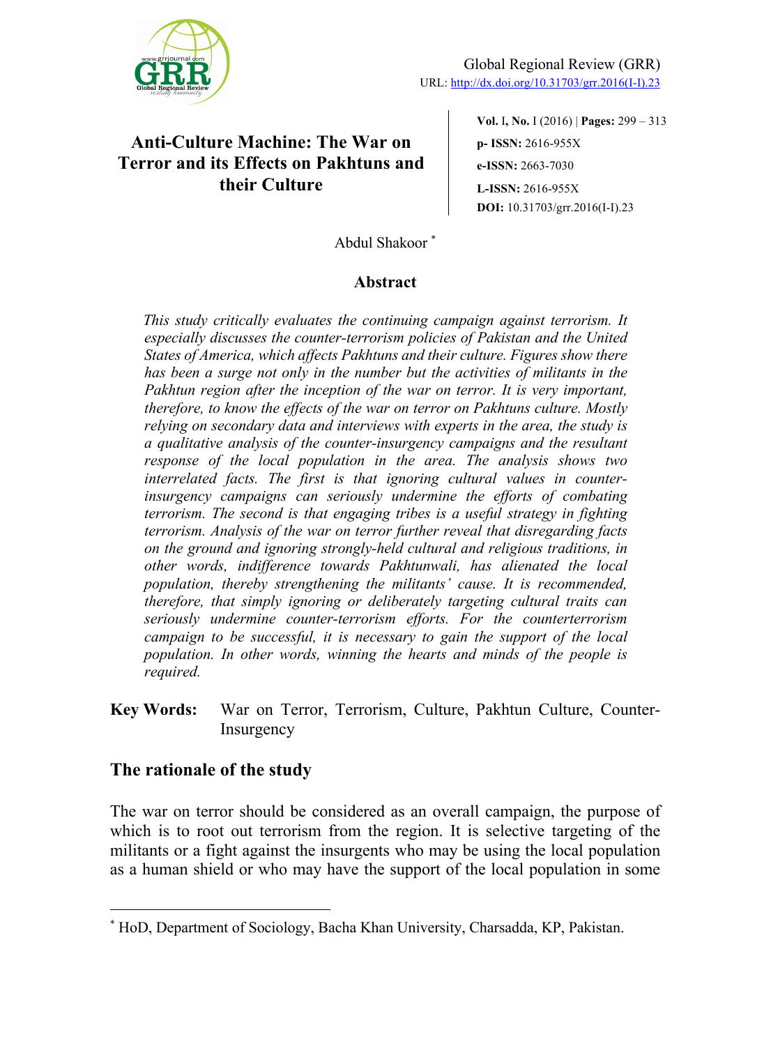# Anti-Culture Machine: The War on Terror and its Effects on Pakhtuns and their Culture

Global Regional Review (GRR)
URL: http://dx.doi.org/10.31703/grr.2016(I-I).23

**Vol.** I, **No.** I (2016) | **Pages:** 299 – 313
**p- ISSN:** 2616-955X
**e-ISSN:** 2663-7030
**L-ISSN:** 2616-955X
**DOI:** 10.31703/grr.2016(I-I).23

Abdul Shakoor [*]

## Abstract

*This study critically evaluates the continuing campaign against terrorism. It especially discusses the counter-terrorism policies of Pakistan and the United States of America, which affects Pakhtuns and their culture. Figures show there has been a surge not only in the number but the activities of militants in the Pakhtun region after the inception of the war on terror. It is very important, therefore, to know the effects of the war on terror on Pakhtuns culture. Mostly relying on secondary data and interviews with experts in the area, the study is a qualitative analysis of the counter-insurgency campaigns and the resultant response of the local population in the area. The analysis shows two interrelated facts. The first is that ignoring cultural values in counter-insurgency campaigns can seriously undermine the efforts of combating terrorism. The second is that engaging tribes is a useful strategy in fighting terrorism. Analysis of the war on terror further reveal that disregarding facts on the ground and ignoring strongly-held cultural and religious traditions, in other words, indifference towards Pakhtunwali, has alienated the local population, thereby strengthening the militants' cause. It is recommended, therefore, that simply ignoring or deliberately targeting cultural traits can seriously undermine counter-terrorism efforts. For the counterterrorism campaign to be successful, it is necessary to gain the support of the local population. In other words, winning the hearts and minds of the people is required.*

**Key Words:** War on Terror, Terrorism, Culture, Pakhtun Culture, Counter-Insurgency

## The rationale of the study

The war on terror should be considered as an overall campaign, the purpose of which is to root out terrorism from the region. It is selective targeting of the militants or a fight against the insurgents who may be using the local population as a human shield or who may have the support of the local population in some

---

[*] HoD, Department of Sociology, Bacha Khan University, Charsadda, KP, Pakistan.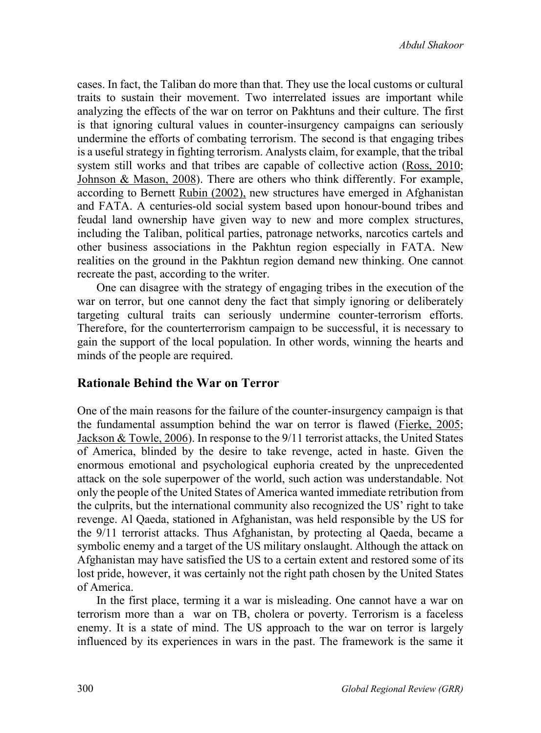cases. In fact, the Taliban do more than that. They use the local customs or cultural traits to sustain their movement. Two interrelated issues are important while analyzing the effects of the war on terror on Pakhtuns and their culture. The first is that ignoring cultural values in counter-insurgency campaigns can seriously undermine the efforts of combating terrorism. The second is that engaging tribes is a useful strategy in fighting terrorism. Analysts claim, for example, that the tribal system still works and that tribes are capable of collective action (Ross, 2010; Johnson & Mason, 2008). There are others who think differently. For example, according to Bernett Rubin (2002), new structures have emerged in Afghanistan and FATA. A centuries-old social system based upon honour-bound tribes and feudal land ownership have given way to new and more complex structures, including the Taliban, political parties, patronage networks, narcotics cartels and other business associations in the Pakhtun region especially in FATA. New realities on the ground in the Pakhtun region demand new thinking. One cannot recreate the past, according to the writer.

One can disagree with the strategy of engaging tribes in the execution of the war on terror, but one cannot deny the fact that simply ignoring or deliberately targeting cultural traits can seriously undermine counter-terrorism efforts. Therefore, for the counterterrorism campaign to be successful, it is necessary to gain the support of the local population. In other words, winning the hearts and minds of the people are required.

## Rationale Behind the War on Terror

One of the main reasons for the failure of the counter-insurgency campaign is that the fundamental assumption behind the war on terror is flawed (Fierke, 2005; Jackson & Towle, 2006). In response to the 9/11 terrorist attacks, the United States of America, blinded by the desire to take revenge, acted in haste. Given the enormous emotional and psychological euphoria created by the unprecedented attack on the sole superpower of the world, such action was understandable. Not only the people of the United States of America wanted immediate retribution from the culprits, but the international community also recognized the US' right to take revenge. Al Qaeda, stationed in Afghanistan, was held responsible by the US for the 9/11 terrorist attacks. Thus Afghanistan, by protecting al Qaeda, became a symbolic enemy and a target of the US military onslaught. Although the attack on Afghanistan may have satisfied the US to a certain extent and restored some of its lost pride, however, it was certainly not the right path chosen by the United States of America.

In the first place, terming it a war is misleading. One cannot have a war on terrorism more than a war on TB, cholera or poverty. Terrorism is a faceless enemy. It is a state of mind. The US approach to the war on terror is largely influenced by its experiences in wars in the past. The framework is the same it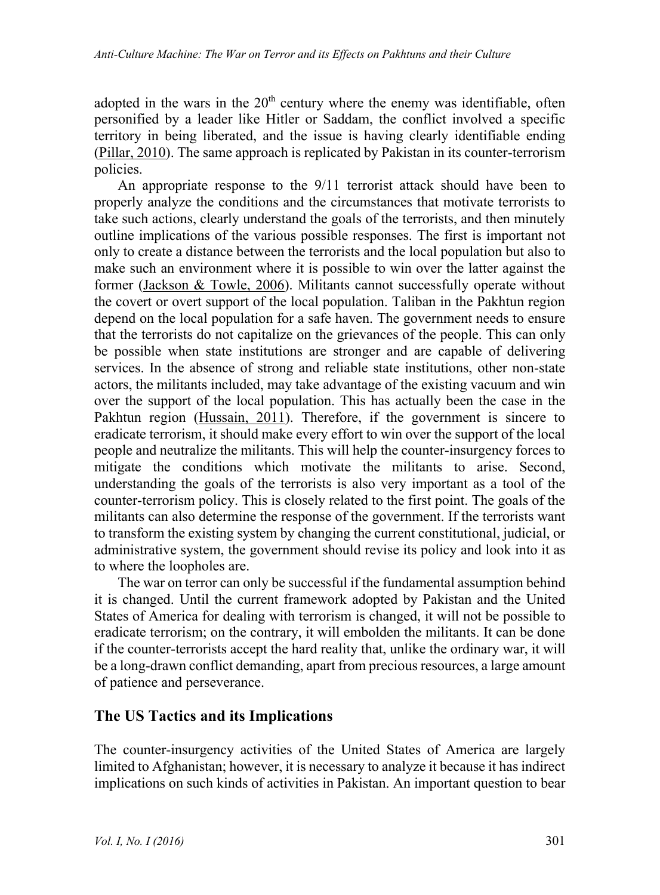adopted in the wars in the 20th century where the enemy was identifiable, often personified by a leader like Hitler or Saddam, the conflict involved a specific territory in being liberated, and the issue is having clearly identifiable ending (Pillar, 2010). The same approach is replicated by Pakistan in its counter-terrorism policies.

An appropriate response to the 9/11 terrorist attack should have been to properly analyze the conditions and the circumstances that motivate terrorists to take such actions, clearly understand the goals of the terrorists, and then minutely outline implications of the various possible responses. The first is important not only to create a distance between the terrorists and the local population but also to make such an environment where it is possible to win over the latter against the former (Jackson & Towle, 2006). Militants cannot successfully operate without the covert or overt support of the local population. Taliban in the Pakhtun region depend on the local population for a safe haven. The government needs to ensure that the terrorists do not capitalize on the grievances of the people. This can only be possible when state institutions are stronger and are capable of delivering services. In the absence of strong and reliable state institutions, other non-state actors, the militants included, may take advantage of the existing vacuum and win over the support of the local population. This has actually been the case in the Pakhtun region (Hussain, 2011). Therefore, if the government is sincere to eradicate terrorism, it should make every effort to win over the support of the local people and neutralize the militants. This will help the counter-insurgency forces to mitigate the conditions which motivate the militants to arise. Second, understanding the goals of the terrorists is also very important as a tool of the counter-terrorism policy. This is closely related to the first point. The goals of the militants can also determine the response of the government. If the terrorists want to transform the existing system by changing the current constitutional, judicial, or administrative system, the government should revise its policy and look into it as to where the loopholes are.

The war on terror can only be successful if the fundamental assumption behind it is changed. Until the current framework adopted by Pakistan and the United States of America for dealing with terrorism is changed, it will not be possible to eradicate terrorism; on the contrary, it will embolden the militants. It can be done if the counter-terrorists accept the hard reality that, unlike the ordinary war, it will be a long-drawn conflict demanding, apart from precious resources, a large amount of patience and perseverance.

## The US Tactics and its Implications

The counter-insurgency activities of the United States of America are largely limited to Afghanistan; however, it is necessary to analyze it because it has indirect implications on such kinds of activities in Pakistan. An important question to bear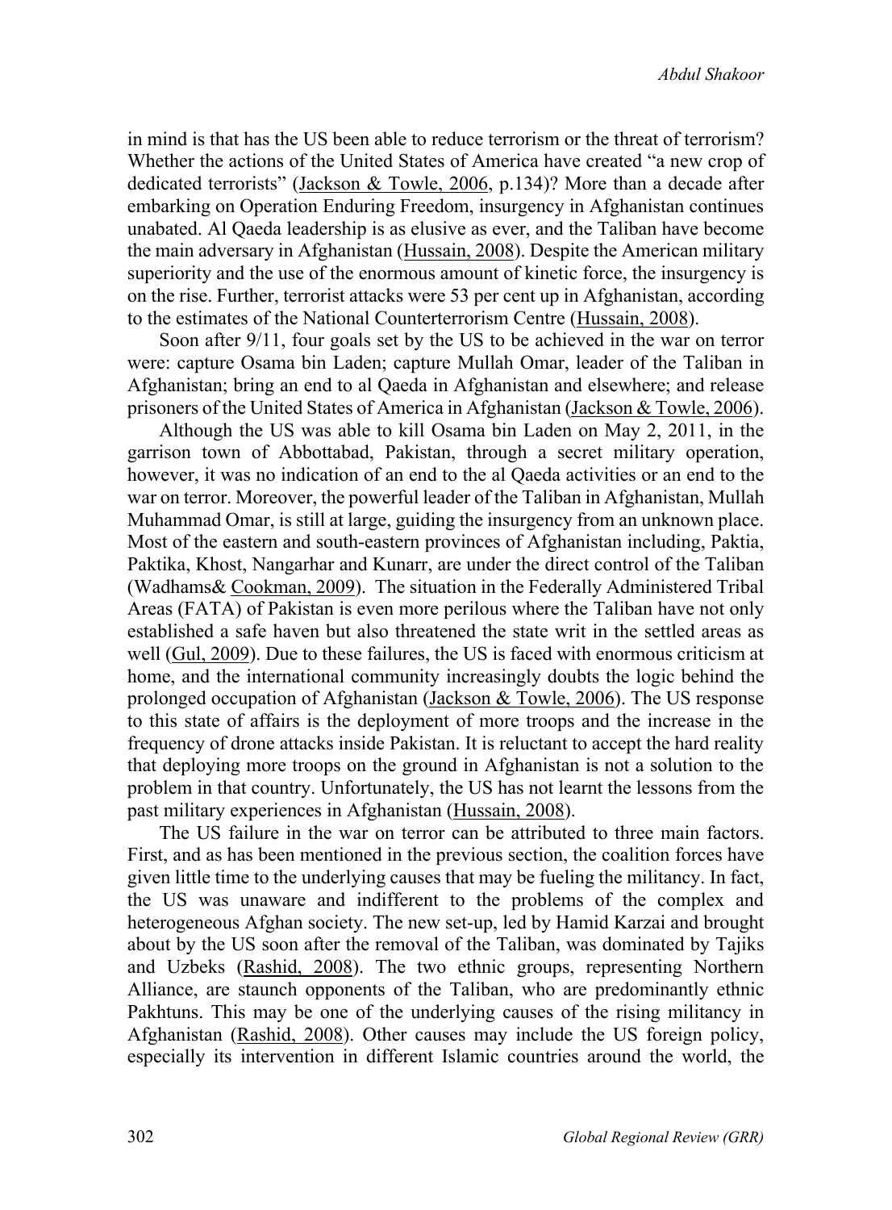in mind is that has the US been able to reduce terrorism or the threat of terrorism? Whether the actions of the United States of America have created "a new crop of dedicated terrorists" (Jackson & Towle, 2006, p.134)? More than a decade after embarking on Operation Enduring Freedom, insurgency in Afghanistan continues unabated. Al Qaeda leadership is as elusive as ever, and the Taliban have become the main adversary in Afghanistan (Hussain, 2008). Despite the American military superiority and the use of the enormous amount of kinetic force, the insurgency is on the rise. Further, terrorist attacks were 53 per cent up in Afghanistan, according to the estimates of the National Counterterrorism Centre (Hussain, 2008).

Soon after 9/11, four goals set by the US to be achieved in the war on terror were: capture Osama bin Laden; capture Mullah Omar, leader of the Taliban in Afghanistan; bring an end to al Qaeda in Afghanistan and elsewhere; and release prisoners of the United States of America in Afghanistan (Jackson & Towle, 2006).

Although the US was able to kill Osama bin Laden on May 2, 2011, in the garrison town of Abbottabad, Pakistan, through a secret military operation, however, it was no indication of an end to the al Qaeda activities or an end to the war on terror. Moreover, the powerful leader of the Taliban in Afghanistan, Mullah Muhammad Omar, is still at large, guiding the insurgency from an unknown place. Most of the eastern and south-eastern provinces of Afghanistan including, Paktia, Paktika, Khost, Nangarhar and Kunarr, are under the direct control of the Taliban (Wadhams& Cookman, 2009). The situation in the Federally Administered Tribal Areas (FATA) of Pakistan is even more perilous where the Taliban have not only established a safe haven but also threatened the state writ in the settled areas as well (Gul, 2009). Due to these failures, the US is faced with enormous criticism at home, and the international community increasingly doubts the logic behind the prolonged occupation of Afghanistan (Jackson & Towle, 2006). The US response to this state of affairs is the deployment of more troops and the increase in the frequency of drone attacks inside Pakistan. It is reluctant to accept the hard reality that deploying more troops on the ground in Afghanistan is not a solution to the problem in that country. Unfortunately, the US has not learnt the lessons from the past military experiences in Afghanistan (Hussain, 2008).

The US failure in the war on terror can be attributed to three main factors. First, and as has been mentioned in the previous section, the coalition forces have given little time to the underlying causes that may be fueling the militancy. In fact, the US was unaware and indifferent to the problems of the complex and heterogeneous Afghan society. The new set-up, led by Hamid Karzai and brought about by the US soon after the removal of the Taliban, was dominated by Tajiks and Uzbeks (Rashid, 2008). The two ethnic groups, representing Northern Alliance, are staunch opponents of the Taliban, who are predominantly ethnic Pakhtuns. This may be one of the underlying causes of the rising militancy in Afghanistan (Rashid, 2008). Other causes may include the US foreign policy, especially its intervention in different Islamic countries around the world, the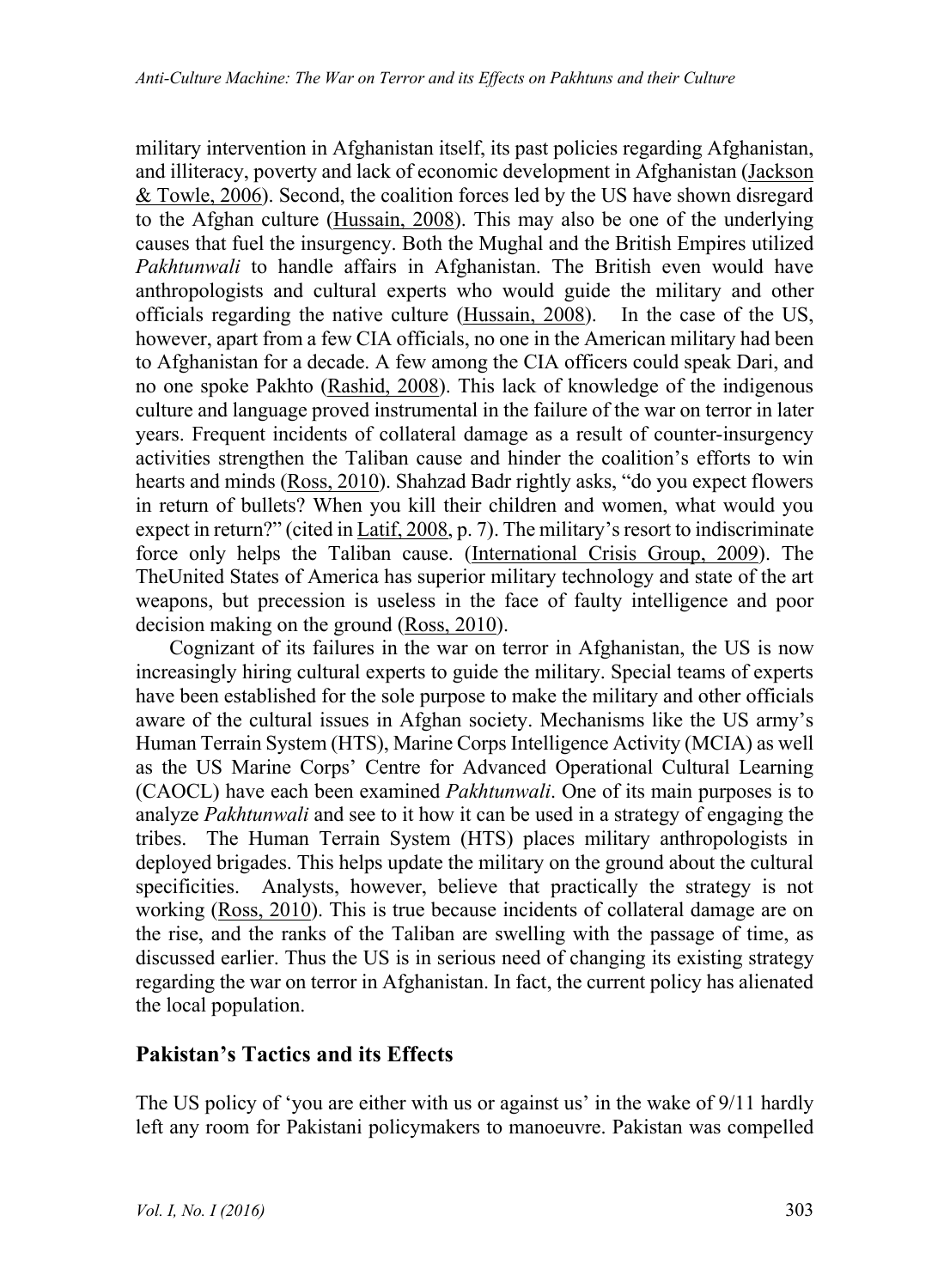military intervention in Afghanistan itself, its past policies regarding Afghanistan, and illiteracy, poverty and lack of economic development in Afghanistan (Jackson & Towle, 2006). Second, the coalition forces led by the US have shown disregard to the Afghan culture (Hussain, 2008). This may also be one of the underlying causes that fuel the insurgency. Both the Mughal and the British Empires utilized *Pakhtunwali* to handle affairs in Afghanistan. The British even would have anthropologists and cultural experts who would guide the military and other officials regarding the native culture (Hussain, 2008). In the case of the US, however, apart from a few CIA officials, no one in the American military had been to Afghanistan for a decade. A few among the CIA officers could speak Dari, and no one spoke Pakhto (Rashid, 2008). This lack of knowledge of the indigenous culture and language proved instrumental in the failure of the war on terror in later years. Frequent incidents of collateral damage as a result of counter-insurgency activities strengthen the Taliban cause and hinder the coalition's efforts to win hearts and minds (Ross, 2010). Shahzad Badr rightly asks, "do you expect flowers in return of bullets? When you kill their children and women, what would you expect in return?" (cited in Latif, 2008, p. 7). The military's resort to indiscriminate force only helps the Taliban cause. (International Crisis Group, 2009). The TheUnited States of America has superior military technology and state of the art weapons, but precession is useless in the face of faulty intelligence and poor decision making on the ground (Ross, 2010).

Cognizant of its failures in the war on terror in Afghanistan, the US is now increasingly hiring cultural experts to guide the military. Special teams of experts have been established for the sole purpose to make the military and other officials aware of the cultural issues in Afghan society. Mechanisms like the US army's Human Terrain System (HTS), Marine Corps Intelligence Activity (MCIA) as well as the US Marine Corps' Centre for Advanced Operational Cultural Learning (CAOCL) have each been examined *Pakhtunwali*. One of its main purposes is to analyze *Pakhtunwali* and see to it how it can be used in a strategy of engaging the tribes. The Human Terrain System (HTS) places military anthropologists in deployed brigades. This helps update the military on the ground about the cultural specificities. Analysts, however, believe that practically the strategy is not working (Ross, 2010). This is true because incidents of collateral damage are on the rise, and the ranks of the Taliban are swelling with the passage of time, as discussed earlier. Thus the US is in serious need of changing its existing strategy regarding the war on terror in Afghanistan. In fact, the current policy has alienated the local population.

## Pakistan's Tactics and its Effects

The US policy of 'you are either with us or against us' in the wake of 9/11 hardly left any room for Pakistani policymakers to manoeuvre. Pakistan was compelled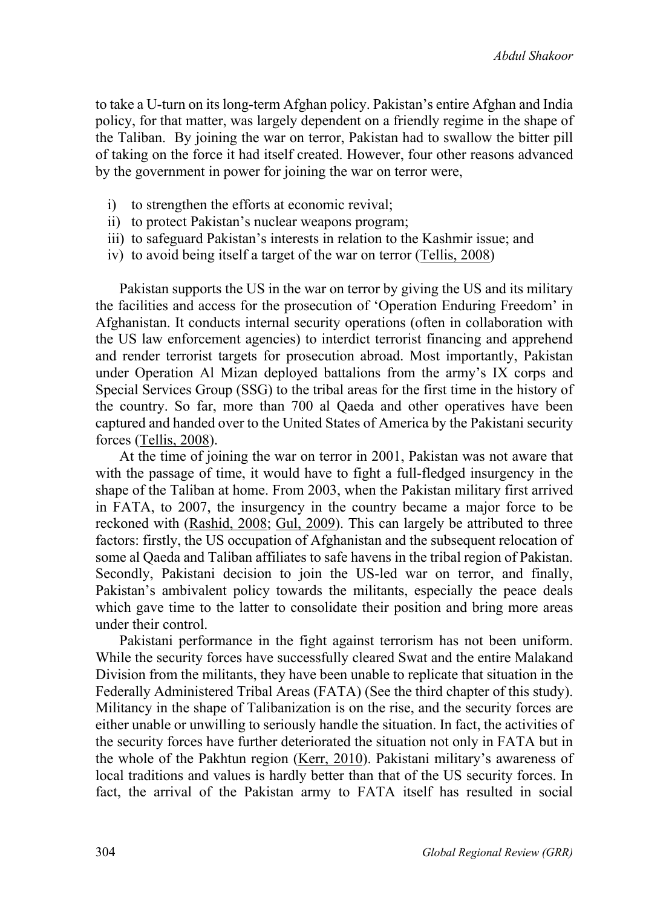to take a U-turn on its long-term Afghan policy. Pakistan's entire Afghan and India policy, for that matter, was largely dependent on a friendly regime in the shape of the Taliban. By joining the war on terror, Pakistan had to swallow the bitter pill of taking on the force it had itself created. However, four other reasons advanced by the government in power for joining the war on terror were,

i) to strengthen the efforts at economic revival;
ii) to protect Pakistan's nuclear weapons program;
iii) to safeguard Pakistan's interests in relation to the Kashmir issue; and
iv) to avoid being itself a target of the war on terror (Tellis, 2008)

Pakistan supports the US in the war on terror by giving the US and its military the facilities and access for the prosecution of 'Operation Enduring Freedom' in Afghanistan. It conducts internal security operations (often in collaboration with the US law enforcement agencies) to interdict terrorist financing and apprehend and render terrorist targets for prosecution abroad. Most importantly, Pakistan under Operation Al Mizan deployed battalions from the army's IX corps and Special Services Group (SSG) to the tribal areas for the first time in the history of the country. So far, more than 700 al Qaeda and other operatives have been captured and handed over to the United States of America by the Pakistani security forces (Tellis, 2008).

At the time of joining the war on terror in 2001, Pakistan was not aware that with the passage of time, it would have to fight a full-fledged insurgency in the shape of the Taliban at home. From 2003, when the Pakistan military first arrived in FATA, to 2007, the insurgency in the country became a major force to be reckoned with (Rashid, 2008; Gul, 2009). This can largely be attributed to three factors: firstly, the US occupation of Afghanistan and the subsequent relocation of some al Qaeda and Taliban affiliates to safe havens in the tribal region of Pakistan. Secondly, Pakistani decision to join the US-led war on terror, and finally, Pakistan's ambivalent policy towards the militants, especially the peace deals which gave time to the latter to consolidate their position and bring more areas under their control.

Pakistani performance in the fight against terrorism has not been uniform. While the security forces have successfully cleared Swat and the entire Malakand Division from the militants, they have been unable to replicate that situation in the Federally Administered Tribal Areas (FATA) (See the third chapter of this study). Militancy in the shape of Talibanization is on the rise, and the security forces are either unable or unwilling to seriously handle the situation. In fact, the activities of the security forces have further deteriorated the situation not only in FATA but in the whole of the Pakhtun region (Kerr, 2010). Pakistani military's awareness of local traditions and values is hardly better than that of the US security forces. In fact, the arrival of the Pakistan army to FATA itself has resulted in social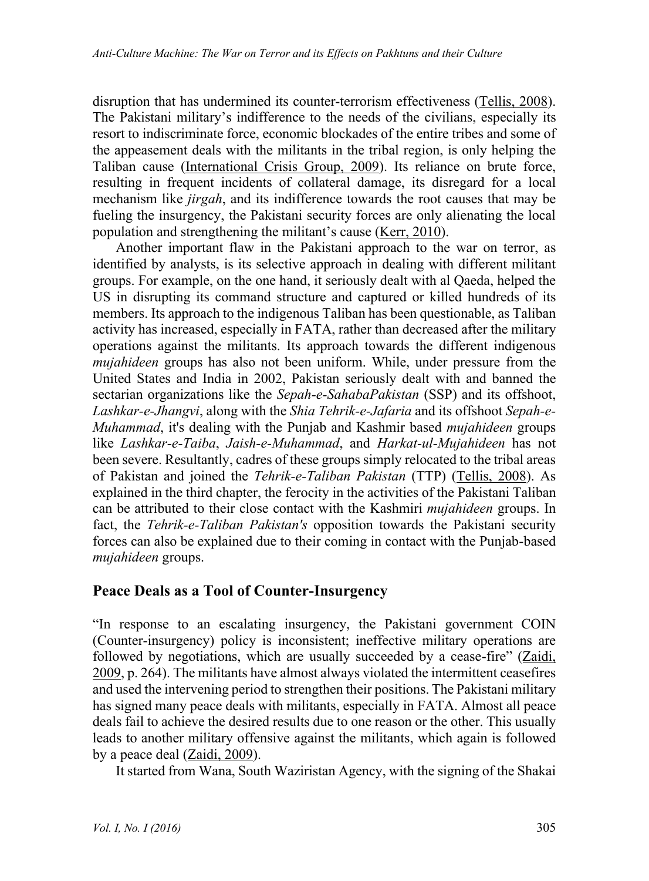disruption that has undermined its counter-terrorism effectiveness (Tellis, 2008). The Pakistani military's indifference to the needs of the civilians, especially its resort to indiscriminate force, economic blockades of the entire tribes and some of the appeasement deals with the militants in the tribal region, is only helping the Taliban cause (International Crisis Group, 2009). Its reliance on brute force, resulting in frequent incidents of collateral damage, its disregard for a local mechanism like *jirgah*, and its indifference towards the root causes that may be fueling the insurgency, the Pakistani security forces are only alienating the local population and strengthening the militant's cause (Kerr, 2010).

Another important flaw in the Pakistani approach to the war on terror, as identified by analysts, is its selective approach in dealing with different militant groups. For example, on the one hand, it seriously dealt with al Qaeda, helped the US in disrupting its command structure and captured or killed hundreds of its members. Its approach to the indigenous Taliban has been questionable, as Taliban activity has increased, especially in FATA, rather than decreased after the military operations against the militants. Its approach towards the different indigenous *mujahideen* groups has also not been uniform. While, under pressure from the United States and India in 2002, Pakistan seriously dealt with and banned the sectarian organizations like the *Sepah-e-SahabaPakistan* (SSP) and its offshoot, *Lashkar-e-Jhangvi*, along with the *Shia Tehrik-e-Jafaria* and its offshoot *Sepah-e-Muhammad*, it's dealing with the Punjab and Kashmir based *mujahideen* groups like *Lashkar-e-Taiba*, *Jaish-e-Muhammad*, and *Harkat-ul-Mujahideen* has not been severe. Resultantly, cadres of these groups simply relocated to the tribal areas of Pakistan and joined the *Tehrik-e-Taliban Pakistan* (TTP) (Tellis, 2008). As explained in the third chapter, the ferocity in the activities of the Pakistani Taliban can be attributed to their close contact with the Kashmiri *mujahideen* groups. In fact, the *Tehrik-e-Taliban Pakistan's* opposition towards the Pakistani security forces can also be explained due to their coming in contact with the Punjab-based *mujahideen* groups.

## Peace Deals as a Tool of Counter-Insurgency

"In response to an escalating insurgency, the Pakistani government COIN (Counter-insurgency) policy is inconsistent; ineffective military operations are followed by negotiations, which are usually succeeded by a cease-fire" (Zaidi, 2009, p. 264). The militants have almost always violated the intermittent ceasefires and used the intervening period to strengthen their positions. The Pakistani military has signed many peace deals with militants, especially in FATA. Almost all peace deals fail to achieve the desired results due to one reason or the other. This usually leads to another military offensive against the militants, which again is followed by a peace deal (Zaidi, 2009).

It started from Wana, South Waziristan Agency, with the signing of the Shakai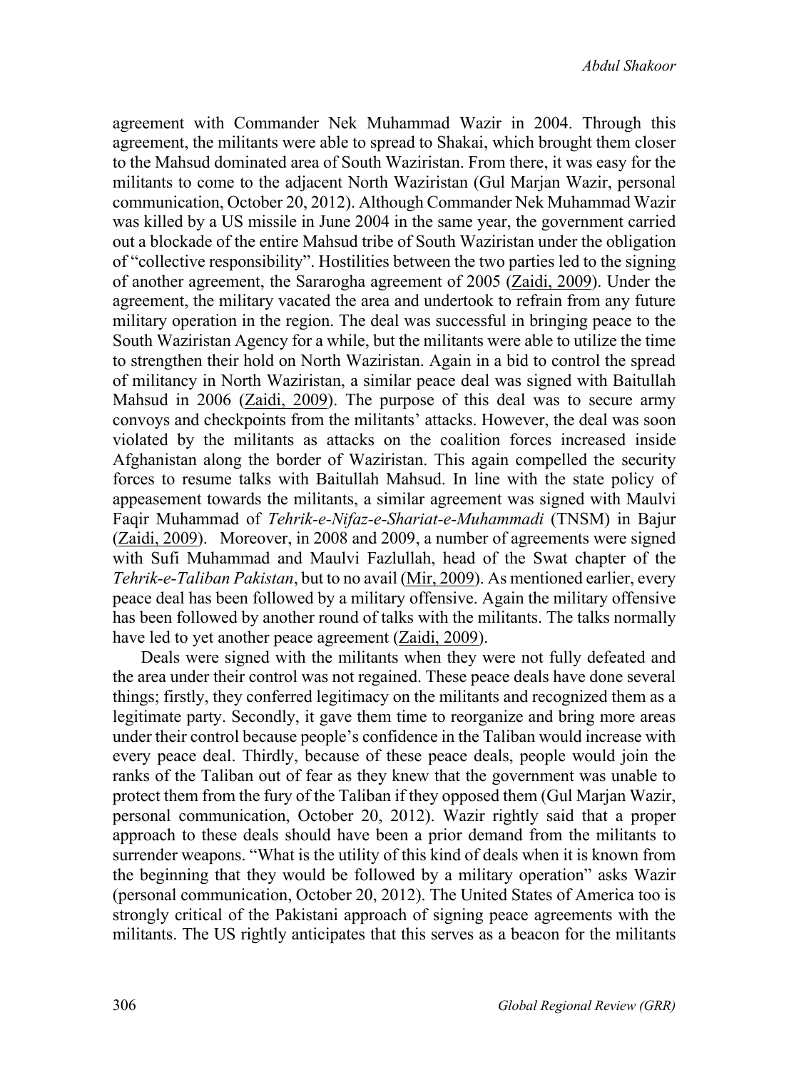agreement with Commander Nek Muhammad Wazir in 2004. Through this agreement, the militants were able to spread to Shakai, which brought them closer to the Mahsud dominated area of South Waziristan. From there, it was easy for the militants to come to the adjacent North Waziristan (Gul Marjan Wazir, personal communication, October 20, 2012). Although Commander Nek Muhammad Wazir was killed by a US missile in June 2004 in the same year, the government carried out a blockade of the entire Mahsud tribe of South Waziristan under the obligation of "collective responsibility". Hostilities between the two parties led to the signing of another agreement, the Sararogha agreement of 2005 (Zaidi, 2009). Under the agreement, the military vacated the area and undertook to refrain from any future military operation in the region. The deal was successful in bringing peace to the South Waziristan Agency for a while, but the militants were able to utilize the time to strengthen their hold on North Waziristan. Again in a bid to control the spread of militancy in North Waziristan, a similar peace deal was signed with Baitullah Mahsud in 2006 (Zaidi, 2009). The purpose of this deal was to secure army convoys and checkpoints from the militants' attacks. However, the deal was soon violated by the militants as attacks on the coalition forces increased inside Afghanistan along the border of Waziristan. This again compelled the security forces to resume talks with Baitullah Mahsud. In line with the state policy of appeasement towards the militants, a similar agreement was signed with Maulvi Faqir Muhammad of *Tehrik-e-Nifaz-e-Shariat-e-Muhammadi* (TNSM) in Bajur (Zaidi, 2009). Moreover, in 2008 and 2009, a number of agreements were signed with Sufi Muhammad and Maulvi Fazlullah, head of the Swat chapter of the *Tehrik-e-Taliban Pakistan*, but to no avail (Mir, 2009). As mentioned earlier, every peace deal has been followed by a military offensive. Again the military offensive has been followed by another round of talks with the militants. The talks normally have led to yet another peace agreement (Zaidi, 2009).

Deals were signed with the militants when they were not fully defeated and the area under their control was not regained. These peace deals have done several things; firstly, they conferred legitimacy on the militants and recognized them as a legitimate party. Secondly, it gave them time to reorganize and bring more areas under their control because people's confidence in the Taliban would increase with every peace deal. Thirdly, because of these peace deals, people would join the ranks of the Taliban out of fear as they knew that the government was unable to protect them from the fury of the Taliban if they opposed them (Gul Marjan Wazir, personal communication, October 20, 2012). Wazir rightly said that a proper approach to these deals should have been a prior demand from the militants to surrender weapons. "What is the utility of this kind of deals when it is known from the beginning that they would be followed by a military operation" asks Wazir (personal communication, October 20, 2012). The United States of America too is strongly critical of the Pakistani approach of signing peace agreements with the militants. The US rightly anticipates that this serves as a beacon for the militants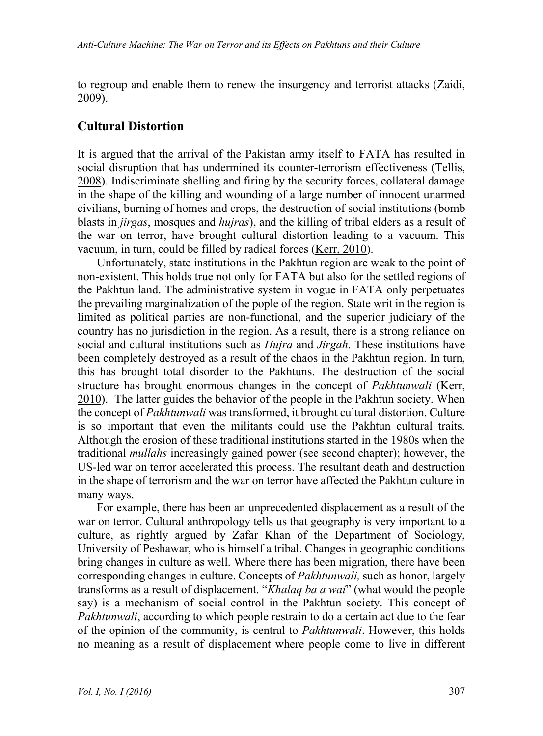to regroup and enable them to renew the insurgency and terrorist attacks (Zaidi, 2009).

## Cultural Distortion

It is argued that the arrival of the Pakistan army itself to FATA has resulted in social disruption that has undermined its counter-terrorism effectiveness (Tellis, 2008). Indiscriminate shelling and firing by the security forces, collateral damage in the shape of the killing and wounding of a large number of innocent unarmed civilians, burning of homes and crops, the destruction of social institutions (bomb blasts in *jirgas*, mosques and *hujras*), and the killing of tribal elders as a result of the war on terror, have brought cultural distortion leading to a vacuum. This vacuum, in turn, could be filled by radical forces (Kerr, 2010).

Unfortunately, state institutions in the Pakhtun region are weak to the point of non-existent. This holds true not only for FATA but also for the settled regions of the Pakhtun land. The administrative system in vogue in FATA only perpetuates the prevailing marginalization of the pople of the region. State writ in the region is limited as political parties are non-functional, and the superior judiciary of the country has no jurisdiction in the region. As a result, there is a strong reliance on social and cultural institutions such as *Hujra* and *Jirgah*. These institutions have been completely destroyed as a result of the chaos in the Pakhtun region. In turn, this has brought total disorder to the Pakhtuns. The destruction of the social structure has brought enormous changes in the concept of *Pakhtunwali* (Kerr, 2010). The latter guides the behavior of the people in the Pakhtun society. When the concept of *Pakhtunwali* was transformed, it brought cultural distortion. Culture is so important that even the militants could use the Pakhtun cultural traits. Although the erosion of these traditional institutions started in the 1980s when the traditional *mullahs* increasingly gained power (see second chapter); however, the US-led war on terror accelerated this process. The resultant death and destruction in the shape of terrorism and the war on terror have affected the Pakhtun culture in many ways.

For example, there has been an unprecedented displacement as a result of the war on terror. Cultural anthropology tells us that geography is very important to a culture, as rightly argued by Zafar Khan of the Department of Sociology, University of Peshawar, who is himself a tribal. Changes in geographic conditions bring changes in culture as well. Where there has been migration, there have been corresponding changes in culture. Concepts of *Pakhtunwali,* such as honor, largely transforms as a result of displacement. "*Khalaq ba a wai*" (what would the people say) is a mechanism of social control in the Pakhtun society. This concept of *Pakhtunwali*, according to which people restrain to do a certain act due to the fear of the opinion of the community, is central to *Pakhtunwali*. However, this holds no meaning as a result of displacement where people come to live in different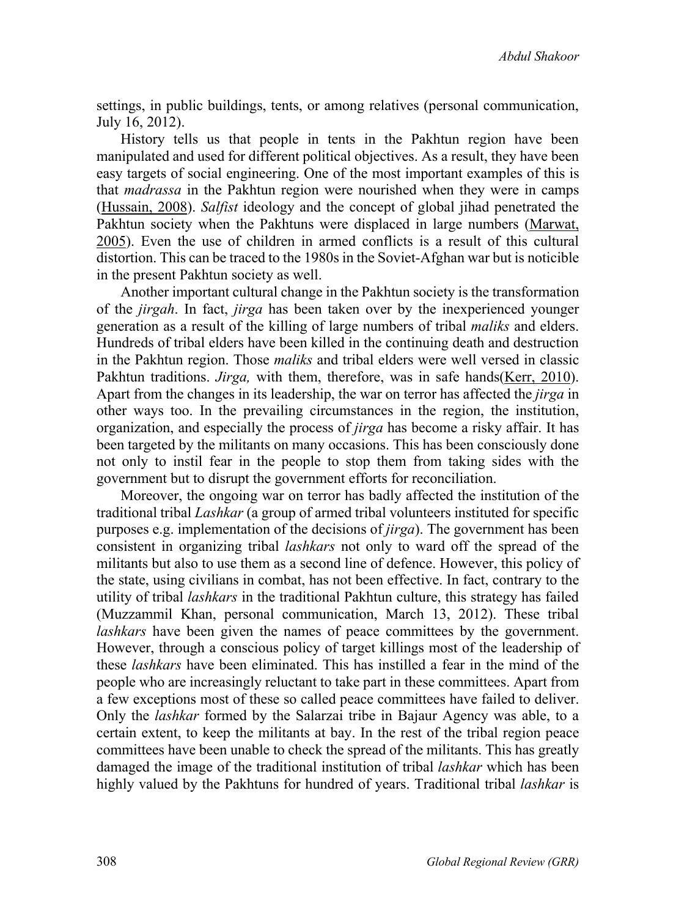settings, in public buildings, tents, or among relatives (personal communication, July 16, 2012).

History tells us that people in tents in the Pakhtun region have been manipulated and used for different political objectives. As a result, they have been easy targets of social engineering. One of the most important examples of this is that *madrassa* in the Pakhtun region were nourished when they were in camps (Hussain, 2008). *Salfist* ideology and the concept of global jihad penetrated the Pakhtun society when the Pakhtuns were displaced in large numbers (Marwat, 2005). Even the use of children in armed conflicts is a result of this cultural distortion. This can be traced to the 1980s in the Soviet-Afghan war but is noticible in the present Pakhtun society as well.

Another important cultural change in the Pakhtun society is the transformation of the *jirgah*. In fact, *jirga* has been taken over by the inexperienced younger generation as a result of the killing of large numbers of tribal *maliks* and elders. Hundreds of tribal elders have been killed in the continuing death and destruction in the Pakhtun region. Those *maliks* and tribal elders were well versed in classic Pakhtun traditions. *Jirga,* with them, therefore, was in safe hands(Kerr, 2010). Apart from the changes in its leadership, the war on terror has affected the *jirga* in other ways too. In the prevailing circumstances in the region, the institution, organization, and especially the process of *jirga* has become a risky affair. It has been targeted by the militants on many occasions. This has been consciously done not only to instil fear in the people to stop them from taking sides with the government but to disrupt the government efforts for reconciliation.

Moreover, the ongoing war on terror has badly affected the institution of the traditional tribal *Lashkar* (a group of armed tribal volunteers instituted for specific purposes e.g. implementation of the decisions of *jirga*). The government has been consistent in organizing tribal *lashkars* not only to ward off the spread of the militants but also to use them as a second line of defence. However, this policy of the state, using civilians in combat, has not been effective. In fact, contrary to the utility of tribal *lashkars* in the traditional Pakhtun culture, this strategy has failed (Muzzammil Khan, personal communication, March 13, 2012). These tribal *lashkars* have been given the names of peace committees by the government. However, through a conscious policy of target killings most of the leadership of these *lashkars* have been eliminated. This has instilled a fear in the mind of the people who are increasingly reluctant to take part in these committees. Apart from a few exceptions most of these so called peace committees have failed to deliver. Only the *lashkar* formed by the Salarzai tribe in Bajaur Agency was able, to a certain extent, to keep the militants at bay. In the rest of the tribal region peace committees have been unable to check the spread of the militants. This has greatly damaged the image of the traditional institution of tribal *lashkar* which has been highly valued by the Pakhtuns for hundred of years. Traditional tribal *lashkar* is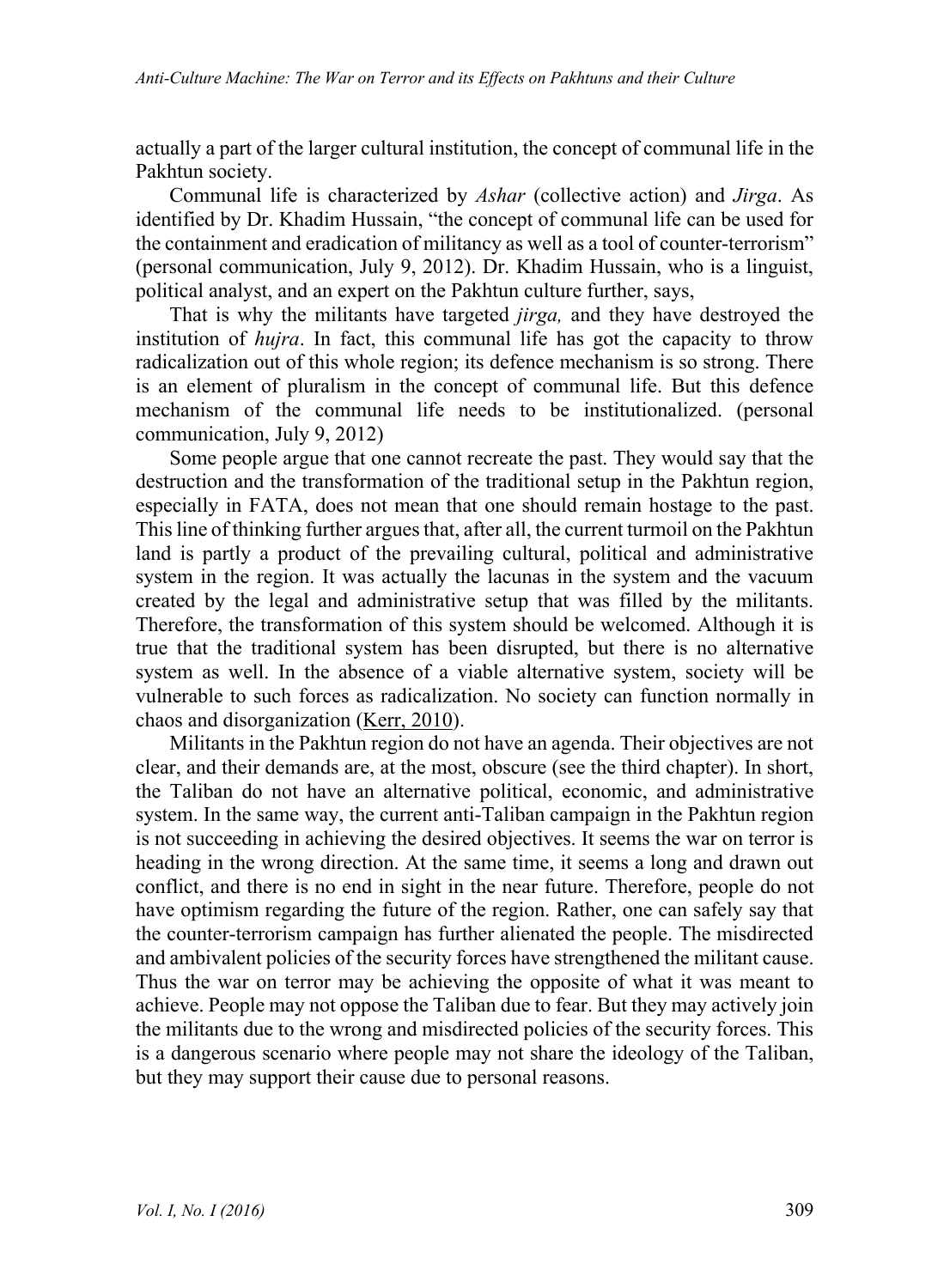actually a part of the larger cultural institution, the concept of communal life in the Pakhtun society.

Communal life is characterized by *Ashar* (collective action) and *Jirga*. As identified by Dr. Khadim Hussain, "the concept of communal life can be used for the containment and eradication of militancy as well as a tool of counter-terrorism" (personal communication, July 9, 2012). Dr. Khadim Hussain, who is a linguist, political analyst, and an expert on the Pakhtun culture further, says,

> That is why the militants have targeted *jirga,* and they have destroyed the institution of *hujra*. In fact, this communal life has got the capacity to throw radicalization out of this whole region; its defence mechanism is so strong. There is an element of pluralism in the concept of communal life. But this defence mechanism of the communal life needs to be institutionalized. (personal communication, July 9, 2012)

Some people argue that one cannot recreate the past. They would say that the destruction and the transformation of the traditional setup in the Pakhtun region, especially in FATA, does not mean that one should remain hostage to the past. This line of thinking further argues that, after all, the current turmoil on the Pakhtun land is partly a product of the prevailing cultural, political and administrative system in the region. It was actually the lacunas in the system and the vacuum created by the legal and administrative setup that was filled by the militants. Therefore, the transformation of this system should be welcomed. Although it is true that the traditional system has been disrupted, but there is no alternative system as well. In the absence of a viable alternative system, society will be vulnerable to such forces as radicalization. No society can function normally in chaos and disorganization (Kerr, 2010).

Militants in the Pakhtun region do not have an agenda. Their objectives are not clear, and their demands are, at the most, obscure (see the third chapter). In short, the Taliban do not have an alternative political, economic, and administrative system. In the same way, the current anti-Taliban campaign in the Pakhtun region is not succeeding in achieving the desired objectives. It seems the war on terror is heading in the wrong direction. At the same time, it seems a long and drawn out conflict, and there is no end in sight in the near future. Therefore, people do not have optimism regarding the future of the region. Rather, one can safely say that the counter-terrorism campaign has further alienated the people. The misdirected and ambivalent policies of the security forces have strengthened the militant cause. Thus the war on terror may be achieving the opposite of what it was meant to achieve. People may not oppose the Taliban due to fear. But they may actively join the militants due to the wrong and misdirected policies of the security forces. This is a dangerous scenario where people may not share the ideology of the Taliban, but they may support their cause due to personal reasons.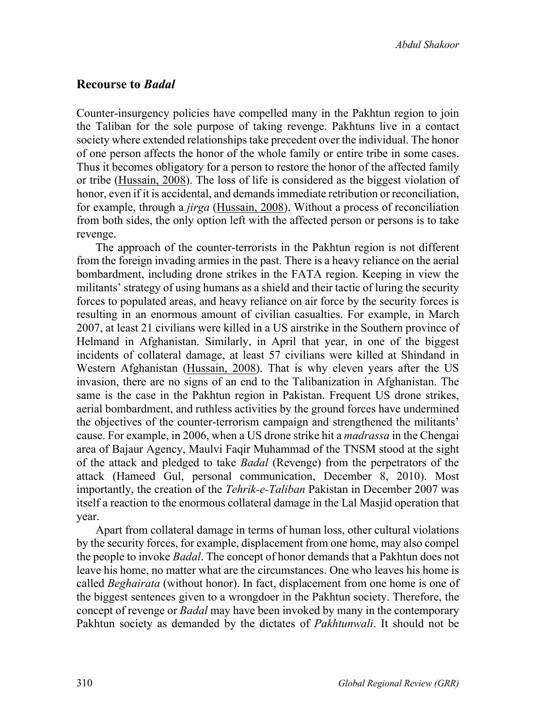## Recourse to *Badal*

Counter-insurgency policies have compelled many in the Pakhtun region to join the Taliban for the sole purpose of taking revenge. Pakhtuns live in a contact society where extended relationships take precedent over the individual. The honor of one person affects the honor of the whole family or entire tribe in some cases. Thus it becomes obligatory for a person to restore the honor of the affected family or tribe (Hussain, 2008). The loss of life is considered as the biggest violation of honor, even if it is accidental, and demands immediate retribution or reconciliation, for example, through a *jirga* (Hussain, 2008). Without a process of reconciliation from both sides, the only option left with the affected person or persons is to take revenge.

The approach of the counter-terrorists in the Pakhtun region is not different from the foreign invading armies in the past. There is a heavy reliance on the aerial bombardment, including drone strikes in the FATA region. Keeping in view the militants' strategy of using humans as a shield and their tactic of luring the security forces to populated areas, and heavy reliance on air force by the security forces is resulting in an enormous amount of civilian casualties. For example, in March 2007, at least 21 civilians were killed in a US airstrike in the Southern province of Helmand in Afghanistan. Similarly, in April that year, in one of the biggest incidents of collateral damage, at least 57 civilians were killed at Shindand in Western Afghanistan (Hussain, 2008). That is why eleven years after the US invasion, there are no signs of an end to the Talibanization in Afghanistan. The same is the case in the Pakhtun region in Pakistan. Frequent US drone strikes, aerial bombardment, and ruthless activities by the ground forces have undermined the objectives of the counter-terrorism campaign and strengthened the militants' cause. For example, in 2006, when a US drone strike hit a *madrassa* in the Chengai area of Bajaur Agency, Maulvi Faqir Muhammad of the TNSM stood at the sight of the attack and pledged to take *Badal* (Revenge) from the perpetrators of the attack (Hameed Gul, personal communication, December 8, 2010). Most importantly, the creation of the *Tehrik-e-Taliban* Pakistan in December 2007 was itself a reaction to the enormous collateral damage in the Lal Masjid operation that year.

Apart from collateral damage in terms of human loss, other cultural violations by the security forces, for example, displacement from one home, may also compel the people to invoke *Badal*. The concept of honor demands that a Pakhtun does not leave his home, no matter what are the circumstances. One who leaves his home is called *Beghairata* (without honor). In fact, displacement from one home is one of the biggest sentences given to a wrongdoer in the Pakhtun society. Therefore, the concept of revenge or *Badal* may have been invoked by many in the contemporary Pakhtun society as demanded by the dictates of *Pakhtunwali*. It should not be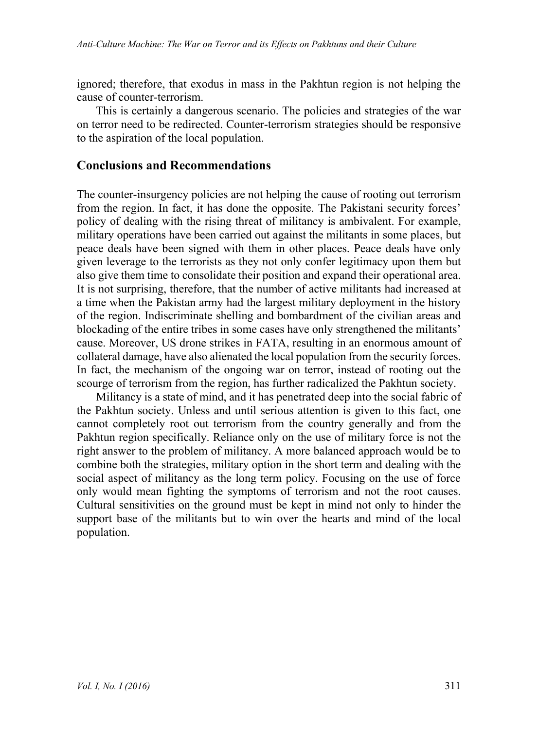ignored; therefore, that exodus in mass in the Pakhtun region is not helping the cause of counter-terrorism.

This is certainly a dangerous scenario. The policies and strategies of the war on terror need to be redirected. Counter-terrorism strategies should be responsive to the aspiration of the local population.

## Conclusions and Recommendations

The counter-insurgency policies are not helping the cause of rooting out terrorism from the region. In fact, it has done the opposite. The Pakistani security forces' policy of dealing with the rising threat of militancy is ambivalent. For example, military operations have been carried out against the militants in some places, but peace deals have been signed with them in other places. Peace deals have only given leverage to the terrorists as they not only confer legitimacy upon them but also give them time to consolidate their position and expand their operational area. It is not surprising, therefore, that the number of active militants had increased at a time when the Pakistan army had the largest military deployment in the history of the region. Indiscriminate shelling and bombardment of the civilian areas and blockading of the entire tribes in some cases have only strengthened the militants' cause. Moreover, US drone strikes in FATA, resulting in an enormous amount of collateral damage, have also alienated the local population from the security forces. In fact, the mechanism of the ongoing war on terror, instead of rooting out the scourge of terrorism from the region, has further radicalized the Pakhtun society.

Militancy is a state of mind, and it has penetrated deep into the social fabric of the Pakhtun society. Unless and until serious attention is given to this fact, one cannot completely root out terrorism from the country generally and from the Pakhtun region specifically. Reliance only on the use of military force is not the right answer to the problem of militancy. A more balanced approach would be to combine both the strategies, military option in the short term and dealing with the social aspect of militancy as the long term policy. Focusing on the use of force only would mean fighting the symptoms of terrorism and not the root causes. Cultural sensitivities on the ground must be kept in mind not only to hinder the support base of the militants but to win over the hearts and mind of the local population.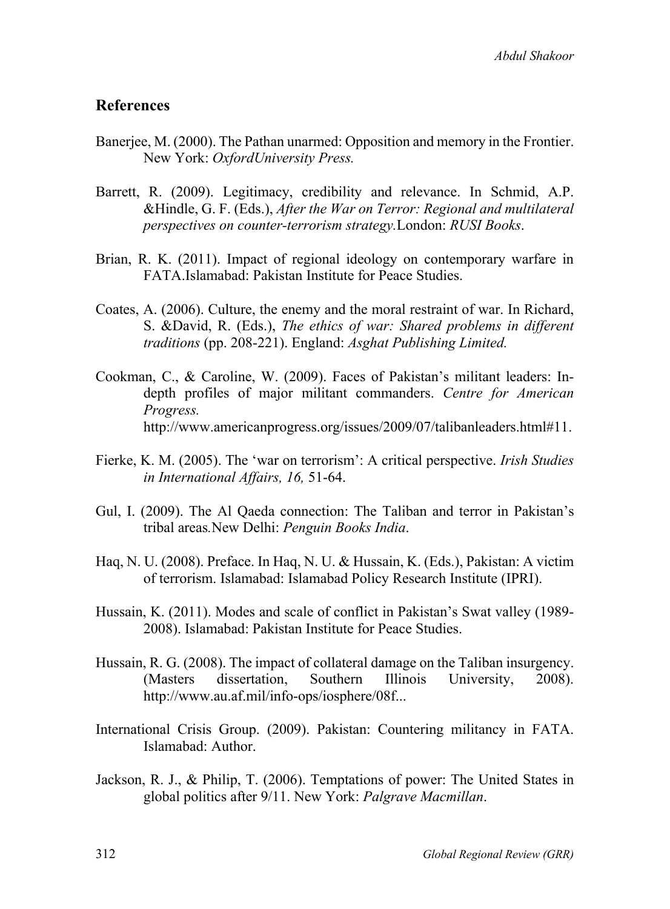## References

Banerjee, M. (2000). The Pathan unarmed: Opposition and memory in the Frontier. New York: *OxfordUniversity Press.*

Barrett, R. (2009). Legitimacy, credibility and relevance. In Schmid, A.P. &Hindle, G. F. (Eds.), *After the War on Terror: Regional and multilateral perspectives on counter-terrorism strategy.*London: *RUSI Books*.

Brian, R. K. (2011). Impact of regional ideology on contemporary warfare in FATA.Islamabad: Pakistan Institute for Peace Studies.

Coates, A. (2006). Culture, the enemy and the moral restraint of war. In Richard, S. &David, R. (Eds.), *The ethics of war: Shared problems in different traditions* (pp. 208-221). England: *Asghat Publishing Limited.*

Cookman, C., & Caroline, W. (2009). Faces of Pakistan's militant leaders: In-depth profiles of major militant commanders. *Centre for American Progress.* http://www.americanprogress.org/issues/2009/07/talibanleaders.html#11.

Fierke, K. M. (2005). The 'war on terrorism': A critical perspective. *Irish Studies in International Affairs, 16,* 51-64.

Gul, I. (2009). The Al Qaeda connection: The Taliban and terror in Pakistan's tribal areas*.*New Delhi: *Penguin Books India*.

Haq, N. U. (2008). Preface. In Haq, N. U. & Hussain, K. (Eds.), Pakistan: A victim of terrorism. Islamabad: Islamabad Policy Research Institute (IPRI).

Hussain, K. (2011). Modes and scale of conflict in Pakistan's Swat valley (1989-2008). Islamabad: Pakistan Institute for Peace Studies.

Hussain, R. G. (2008). The impact of collateral damage on the Taliban insurgency. (Masters dissertation, Southern Illinois University, 2008). http://www.au.af.mil/info-ops/iosphere/08f...

International Crisis Group. (2009). Pakistan: Countering militancy in FATA. Islamabad: Author.

Jackson, R. J., & Philip, T. (2006). Temptations of power: The United States in global politics after 9/11. New York: *Palgrave Macmillan*.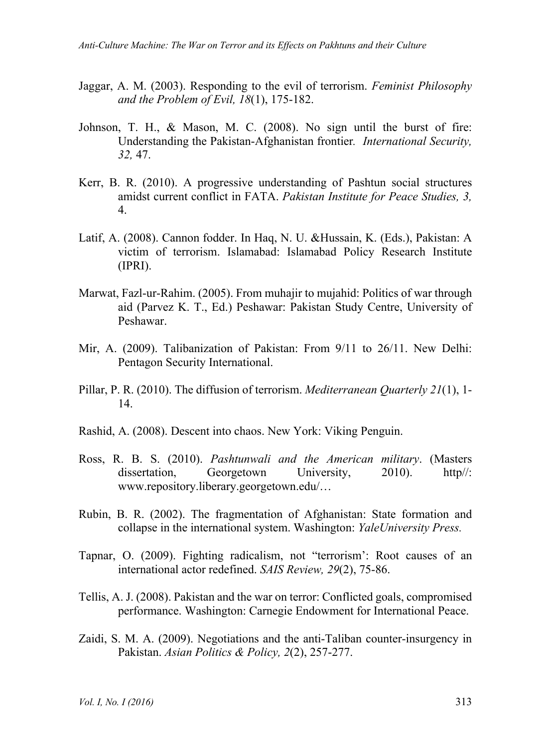Jaggar, A. M. (2003). Responding to the evil of terrorism. *Feminist Philosophy and the Problem of Evil, 18*(1), 175-182.

Johnson, T. H., & Mason, M. C. (2008). No sign until the burst of fire: Understanding the Pakistan-Afghanistan frontier. *International Security, 32,* 47.

Kerr, B. R. (2010). A progressive understanding of Pashtun social structures amidst current conflict in FATA. *Pakistan Institute for Peace Studies, 3,* 4.

Latif, A. (2008). Cannon fodder. In Haq, N. U. &Hussain, K. (Eds.), Pakistan: A victim of terrorism. Islamabad: Islamabad Policy Research Institute (IPRI).

Marwat, Fazl-ur-Rahim. (2005). From muhajir to mujahid: Politics of war through aid (Parvez K. T., Ed.) Peshawar: Pakistan Study Centre, University of Peshawar.

Mir, A. (2009). Talibanization of Pakistan: From 9/11 to 26/11. New Delhi: Pentagon Security International.

Pillar, P. R. (2010). The diffusion of terrorism. *Mediterranean Quarterly 21*(1), 1-14.

Rashid, A. (2008). Descent into chaos. New York: Viking Penguin.

Ross, R. B. S. (2010). *Pashtunwali and the American military*. (Masters dissertation, Georgetown University, 2010). http//: www.repository.liberary.georgetown.edu/…

Rubin, B. R. (2002). The fragmentation of Afghanistan: State formation and collapse in the international system. Washington: *YaleUniversity Press.*

Tapnar, O. (2009). Fighting radicalism, not "terrorism': Root causes of an international actor redefined. *SAIS Review, 29*(2), 75-86.

Tellis, A. J. (2008). Pakistan and the war on terror: Conflicted goals, compromised performance. Washington: Carnegie Endowment for International Peace.

Zaidi, S. M. A. (2009). Negotiations and the anti-Taliban counter-insurgency in Pakistan. *Asian Politics & Policy, 2*(2), 257-277.